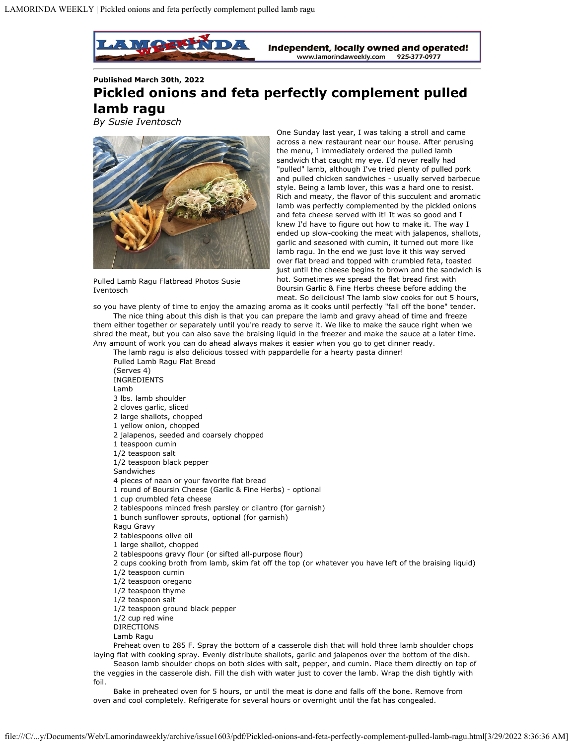Published March 30th, 2022

# Pickled onions and feta perfectly complement pulled lamb ragu

*By Susie Iventosch*

Pulled Lamb Ragu Flatbread Photos Susie Iventosch

One Sunday last year, I was taking a stroll and came across a new restaurant near our house. After perusing the menu, I immediately ordered the pulled lamb sandwich that caught my eye. I'd never really had "pulled" lamb, although I've tried plenty of pulled pork and pulled chicken sandwiches - usually served barbecue style. Being a lamb lover, this was a hard one to resist. Rich and meaty, the flavor of this succulent and aromatic lamb was perfectly complemented by the pickled onions and feta cheese served with it! It was so good and I knew I'd have to figure out how to make it. The way I ended up slow-cooking the meat with jalapenos, shallots, garlic and seasoned with cumin, it turned out more like lamb ragu. In the end we just love it this way served over flat bread and topped with crumbled feta, toasted just until the cheese begins to brown and the sandwich is hot. Sometimes we spread the flat bread first with Boursin Garlic & Fine Herbs cheese before adding the meat. So delicious! The lamb slow cooks for out 5 hours, so you have plenty of time to enjoy the amazing aroma as it cooks until perfectly "fall off the bone" tender.

The nice thing about this dish is that you can prepare the lamb and gravy ahead of time and freeze them either together or separately until you're ready to serve it. We like to make the sauce right when we shred the meat, but you can also save the braising liquid in the freezer and make the sauce at a later time. Any amount of work you can do ahead always makes it easier when you go to get dinner ready.

The lamb ragu is also delicious tossed with pappardelle for a hearty pasta dinner!

Pulled Lamb Ragu Flat Bread

(Serves 4)

INGREDIENTS

Lamb

3 lbs. lamb shoulder
2 cloves garlic, sliced
2 large shallots, chopped
1 yellow onion, chopped
2 jalapenos, seeded and coarsely chopped
1 teaspoon cumin
1/2 teaspoon salt
1/2 teaspoon black pepper

Sandwiches

4 pieces of naan or your favorite flat bread
1 round of Boursin Cheese (Garlic & Fine Herbs) - optional
1 cup crumbled feta cheese
2 tablespoons minced fresh parsley or cilantro (for garnish)
1 bunch sunflower sprouts, optional (for garnish)

Ragu Gravy

2 tablespoons olive oil
1 large shallot, chopped
2 tablespoons gravy flour (or sifted all-purpose flour)
2 cups cooking broth from lamb, skim fat off the top (or whatever you have left of the braising liquid)
1/2 teaspoon cumin
1/2 teaspoon oregano
1/2 teaspoon thyme
1/2 teaspoon salt
1/2 teaspoon ground black pepper
1/2 cup red wine

DIRECTIONS

Lamb Ragu

Preheat oven to 285 F. Spray the bottom of a casserole dish that will hold three lamb shoulder chops laying flat with cooking spray. Evenly distribute shallots, garlic and jalapenos over the bottom of the dish.

Season lamb shoulder chops on both sides with salt, pepper, and cumin. Place them directly on top of the veggies in the casserole dish. Fill the dish with water just to cover the lamb. Wrap the dish tightly with foil.

Bake in preheated oven for 5 hours, or until the meat is done and falls off the bone. Remove from oven and cool completely. Refrigerate for several hours or overnight until the fat has congealed.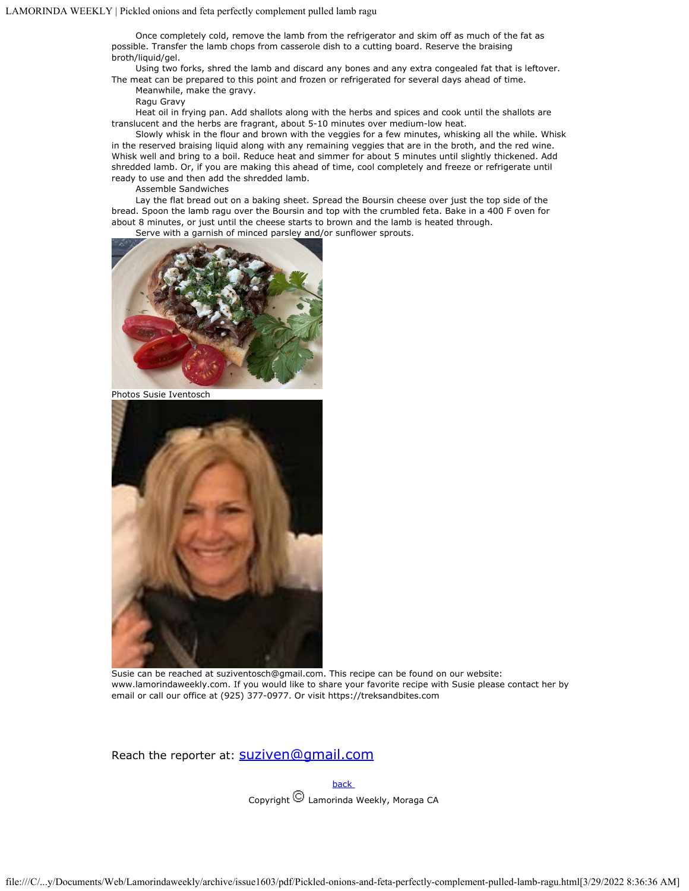Once completely cold, remove the lamb from the refrigerator and skim off as much of the fat as possible. Transfer the lamb chops from casserole dish to a cutting board. Reserve the braising broth/liquid/gel.

Using two forks, shred the lamb and discard any bones and any extra congealed fat that is leftover. The meat can be prepared to this point and frozen or refrigerated for several days ahead of time.

Meanwhile, make the gravy.

Ragu Gravy

Heat oil in frying pan. Add shallots along with the herbs and spices and cook until the shallots are translucent and the herbs are fragrant, about 5-10 minutes over medium-low heat.

Slowly whisk in the flour and brown with the veggies for a few minutes, whisking all the while. Whisk in the reserved braising liquid along with any remaining veggies that are in the broth, and the red wine. Whisk well and bring to a boil. Reduce heat and simmer for about 5 minutes until slightly thickened. Add shredded lamb. Or, if you are making this ahead of time, cool completely and freeze or refrigerate until ready to use and then add the shredded lamb.

Assemble Sandwiches

Lay the flat bread out on a baking sheet. Spread the Boursin cheese over just the top side of the bread. Spoon the lamb ragu over the Boursin and top with the crumbled feta. Bake in a 400 F oven for about 8 minutes, or just until the cheese starts to brown and the lamb is heated through.

Serve with a garnish of minced parsley and/or sunflower sprouts.

Photos Susie Iventosch

Susie can be reached at suziventosch@gmail.com. This recipe can be found on our website: www.lamorindaweekly.com. If you would like to share your favorite recipe with Susie please contact her by email or call our office at (925) 377-0977. Or visit https://treksandbites.com

Reach the reporter at: suziven@gmail.com

back

Copyright © Lamorinda Weekly, Moraga CA